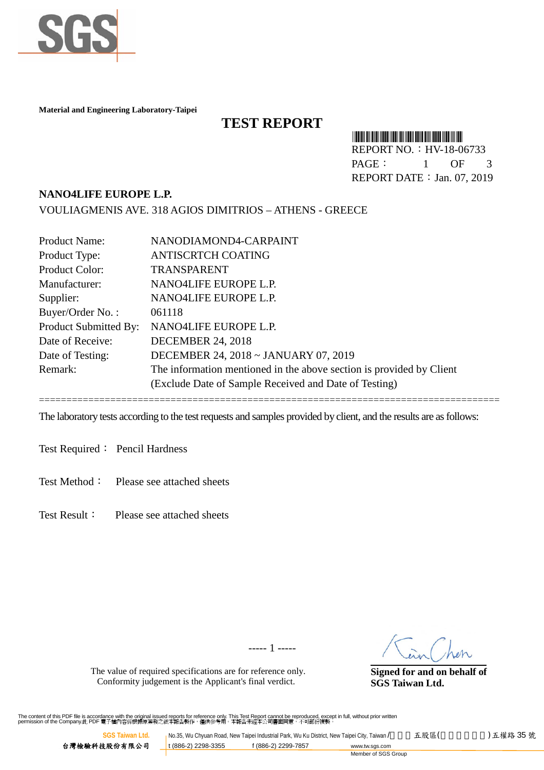**Material and Engineering Laboratory-Taipei**

# TEST REPORT

REPORT NO.：HV-18-06733

REPORT DATE：Jan. 07, 2019

**NANO4LIFE EUROPE L.P.**

VOULIAGMENIS AVE. 318 AGIOS DIMITRIOS – ATHENS - GREECE

| | |
|---|---|
| Product Name: | NANODIAMOND4-CARPAINT |
| Product Type: | ANTISCRTCH COATING |
| Product Color: | TRANSPARENT |
| Manufacturer: | NANO4LIFE EUROPE L.P. |
| Supplier: | NANO4LIFE EUROPE L.P. |
| Buyer/Order No. : | 061118 |
| Product Submitted By: | NANO4LIFE EUROPE L.P. |
| Date of Receive: | DECEMBER 24, 2018 |
| Date of Testing: | DECEMBER 24, 2018 ~ JANUARY 07, 2019 |
| Remark: | The information mentioned in the above section is provided by Client (Exclude Date of Sample Received and Date of Testing) |

===============================================================================

The laboratory tests according to the test requests and samples provided by client, and the results are as follows:

Test Required： Pencil Hardness

Test Method： Please see attached sheets

Test Result： Please see attached sheets

The value of required specifications are for reference only.
Conformity judgement is the Applicant's final verdict.

**Signed for and on behalf of SGS Taiwan Ltd.**

The content of this PDF file is accordance with the original issued reports for reference only. This Test Report cannot be reproduced, except in full, without prior written permission of the Company.此 PDF 電子檔內容係根據原簽發之紙本報告製作，僅供參考用，本報告未經本公司書面同意，不可部份複製。

SGS Taiwan Ltd. 台灣檢驗科技股份有限公司 | No.35, Wu Chyuan Road, New Taipei Industrial Park, Wu Ku District, New Taipei City, Taiwan / 五股區( )五權路 35 號 | t (886-2) 2298-3355 | f (886-2) 2299-7857 | www.tw.sgs.com | Member of SGS Group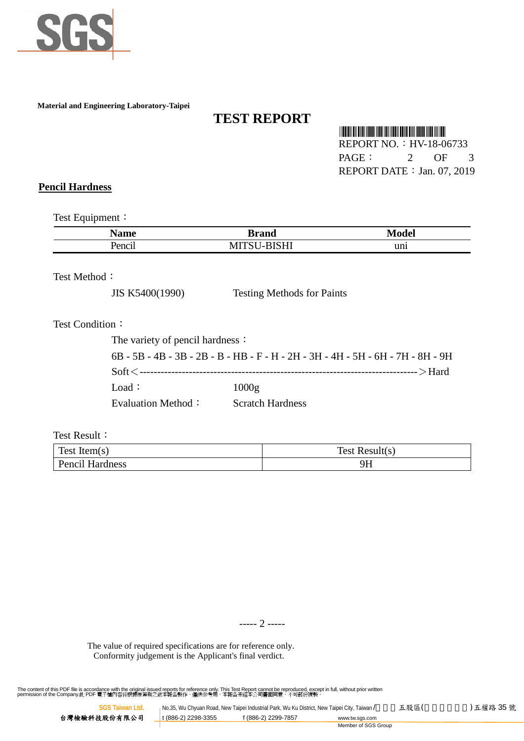Material and Engineering Laboratory-Taipei

# TEST REPORT

REPORT NO.：HV-18-06733
REPORT DATE：Jan. 07, 2019

## Pencil Hardness

Test Equipment：

| Name | Brand | Model |
|---|---|---|
| Pencil | MITSU-BISHI | uni |

Test Method：

JIS K5400(1990)　　Testing Methods for Paints

Test Condition：

The variety of pencil hardness：

6B - 5B - 4B - 3B - 2B - B - HB - F - H - 2H - 3H - 4H - 5H - 6H - 7H - 8H - 9H

Soft＜-----------------------------------------------------------------------------＞Hard

Load：　　1000g

Evaluation Method：　　Scratch Hardness

Test Result：

| Test Item(s) | Test Result(s) |
|---|---|
| Pencil Hardness | 9H |

The value of required specifications are for reference only.
Conformity judgement is the Applicant's final verdict.

The content of this PDF file is accordance with the original issued reports for reference only. This Test Report cannot be reproduced, except in full, without prior written permission of the Company.此 PDF 電子檔內容係根據原簽發之紙本報告製作，僅供參考用，本報告未經本公司書面同意，不可部份複製。

SGS Taiwan Ltd. 台灣檢驗科技股份有限公司 | No.35, Wu Chyuan Road, New Taipei Industrial Park, Wu Ku District, New Taipei City, Taiwan /　五股區(　)五權路 35 號 | t (886-2) 2298-3355 | f (886-2) 2299-7857 | www.tw.sgs.com | Member of SGS Group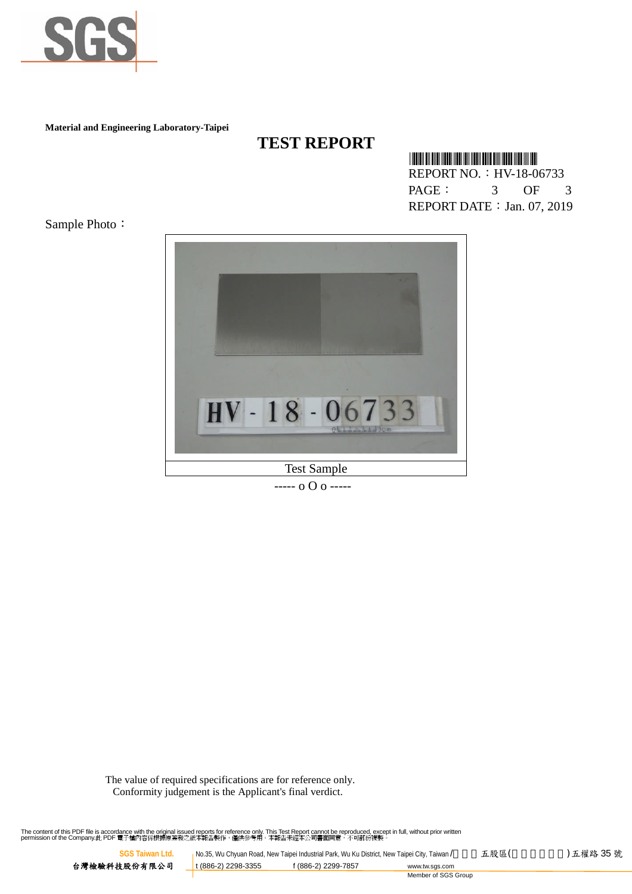Material and Engineering Laboratory-Taipei

# TEST REPORT

REPORT NO.：HV-18-06733

REPORT DATE：Jan. 07, 2019

Sample Photo：

Test Sample

----- o O o -----

The value of required specifications are for reference only.
Conformity judgement is the Applicant's final verdict.

The content of this PDF file is accordance with the original issued reports for reference only. This Test Report cannot be reproduced, except in full, without prior written permission of the Company.此 PDF 電子檔內容係根據原簽發之紙本報告製作，僅供參考用，本報告未經本公司書面同意，不可部份複製。

SGS Taiwan Ltd. 台灣檢驗科技股份有限公司 | No.35, Wu Chyuan Road, New Taipei Industrial Park, Wu Ku District, New Taipei City, Taiwan / 五股區 五權路 35 號 | t (886-2) 2298-3355 | f (886-2) 2299-7857 | www.tw.sgs.com | Member of SGS Group